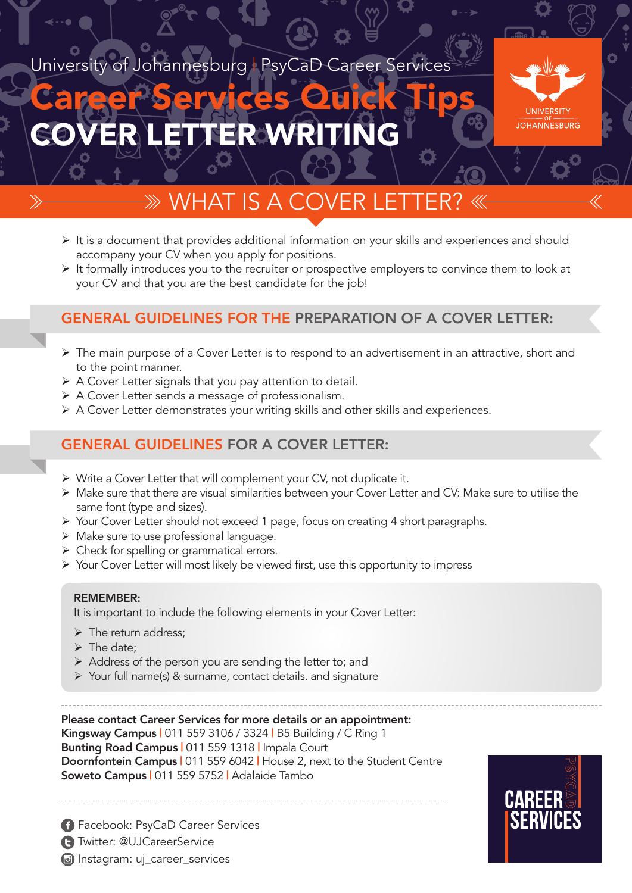University of Johannesburg | PsyCaD Career Services

# Career Services Quick Tips

# COVER LETTER WRITING

UNIVERSITY OF JOHANNESBURG

## WHAT IS A COVER LETTER?

- It is a document that provides additional information on your skills and experiences and should accompany your CV when you apply for positions.
- It formally introduces you to the recruiter or prospective employers to convince them to look at your CV and that you are the best candidate for the job!

## GENERAL GUIDELINES FOR THE PREPARATION OF A COVER LETTER:

- The main purpose of a Cover Letter is to respond to an advertisement in an attractive, short and to the point manner.
- A Cover Letter signals that you pay attention to detail.
- A Cover Letter sends a message of professionalism.
- A Cover Letter demonstrates your writing skills and other skills and experiences.

## GENERAL GUIDELINES FOR A COVER LETTER:

- Write a Cover Letter that will complement your CV, not duplicate it.
- Make sure that there are visual similarities between your Cover Letter and CV: Make sure to utilise the same font (type and sizes).
- Your Cover Letter should not exceed 1 page, focus on creating 4 short paragraphs.
- Make sure to use professional language.
- Check for spelling or grammatical errors.
- Your Cover Letter will most likely be viewed first, use this opportunity to impress

**REMEMBER:**
It is important to include the following elements in your Cover Letter:

- The return address;
- The date;
- Address of the person you are sending the letter to; and
- Your full name(s) & surname, contact details. and signature

**Please contact Career Services for more details or an appointment:**
**Kingsway Campus** | 011 559 3106 / 3324 | B5 Building / C Ring 1
**Bunting Road Campus** | 011 559 1318 | Impala Court
**Doornfontein Campus** | 011 559 6042 | House 2, next to the Student Centre
**Soweto Campus** | 011 559 5752 | Adalaide Tambo

Facebook: PsyCaD Career Services
Twitter: @UJCareerService
Instagram: uj_career_services

PSYCAD CAREER SERVICES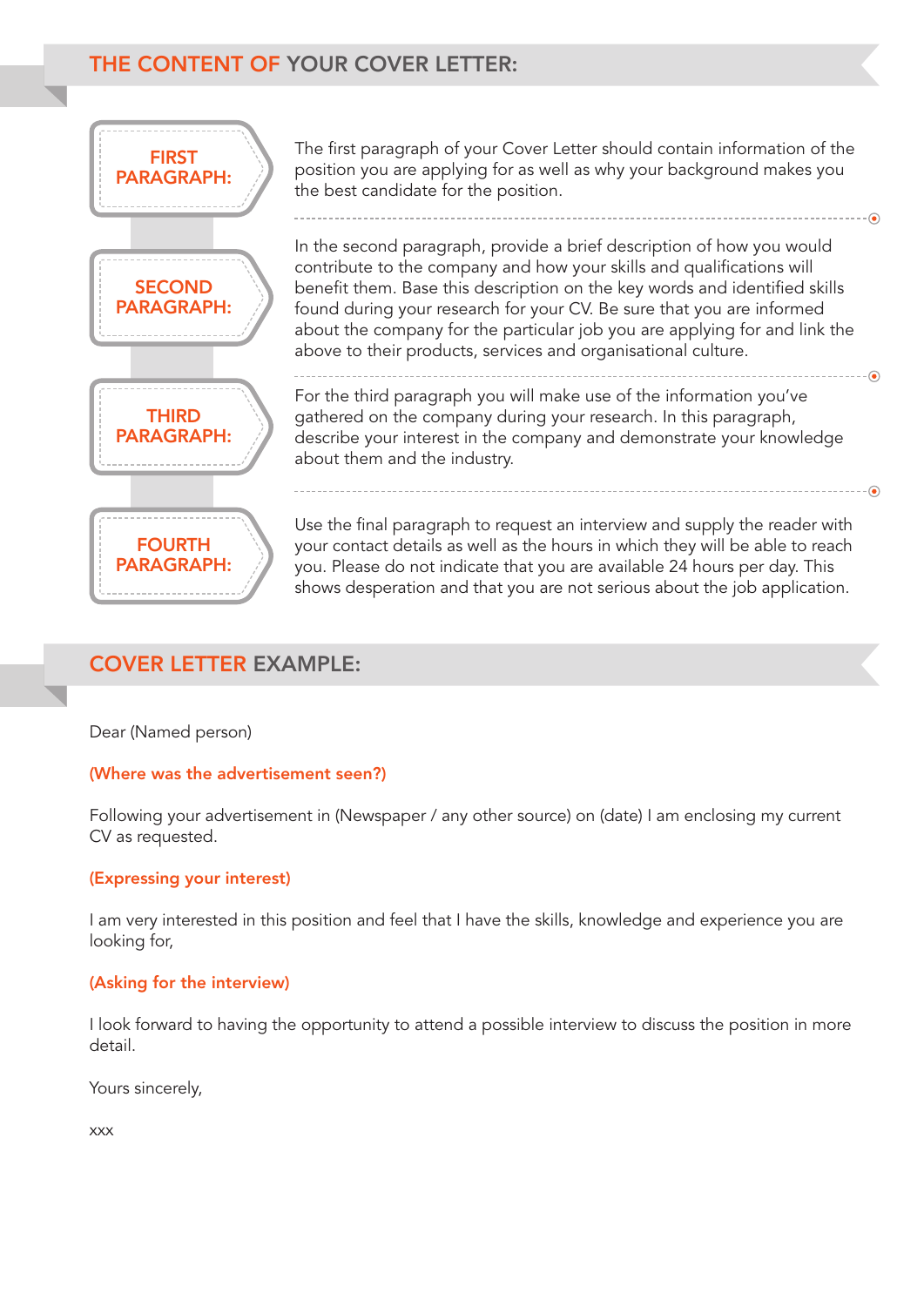## THE CONTENT OF YOUR COVER LETTER:

**FIRST PARAGRAPH:**

The first paragraph of your Cover Letter should contain information of the position you are applying for as well as why your background makes you the best candidate for the position.

**SECOND PARAGRAPH:**

In the second paragraph, provide a brief description of how you would contribute to the company and how your skills and qualifications will benefit them. Base this description on the key words and identified skills found during your research for your CV. Be sure that you are informed about the company for the particular job you are applying for and link the above to their products, services and organisational culture.

**THIRD PARAGRAPH:**

For the third paragraph you will make use of the information you've gathered on the company during your research. In this paragraph, describe your interest in the company and demonstrate your knowledge about them and the industry.

**FOURTH PARAGRAPH:**

Use the final paragraph to request an interview and supply the reader with your contact details as well as the hours in which they will be able to reach you. Please do not indicate that you are available 24 hours per day. This shows desperation and that you are not serious about the job application.

## COVER LETTER EXAMPLE:

Dear (Named person)

**(Where was the advertisement seen?)**

Following your advertisement in (Newspaper / any other source) on (date) I am enclosing my current CV as requested.

**(Expressing your interest)**

I am very interested in this position and feel that I have the skills, knowledge and experience you are looking for,

**(Asking for the interview)**

I look forward to having the opportunity to attend a possible interview to discuss the position in more detail.

Yours sincerely,

xxx